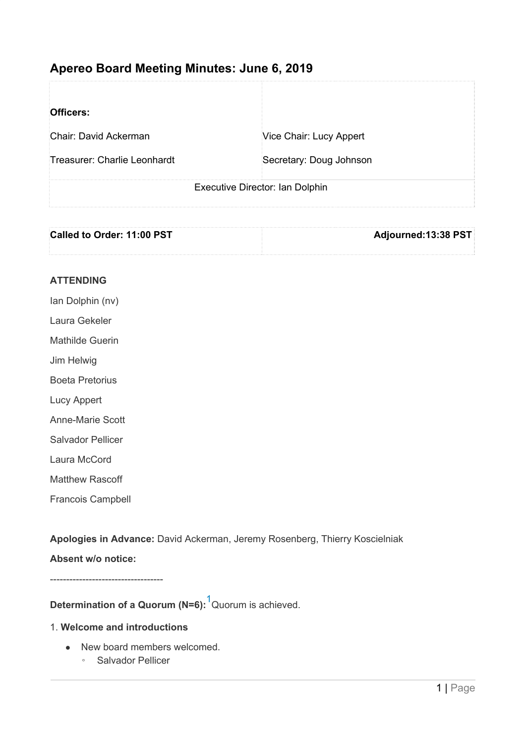# Apereo Board Meeting Minutes: June 6, 2019

| **Officers:** | |
|---|---|
| Chair: David Ackerman | Vice Chair: Lucy Appert |
| Treasurer: Charlie Leonhardt | Secretary: Doug Johnson |
| Executive Director: Ian Dolphin | |

| **Called to Order: 11:00 PST** | **Adjourned:13:38 PST** |
|---|---|

**ATTENDING**

Ian Dolphin (nv)

Laura Gekeler

Mathilde Guerin

Jim Helwig

Boeta Pretorius

Lucy Appert

Anne-Marie Scott

Salvador Pellicer

Laura McCord

Matthew Rascoff

Francois Campbell

**Apologies in Advance:** David Ackerman, Jeremy Rosenberg, Thierry Koscielniak

**Absent w/o notice:**

-----------------------------------

**Determination of a Quorum (N=6):**[1] Quorum is achieved.

1. **Welcome and introductions**

- New board members welcomed.
    - Salvador Pellicer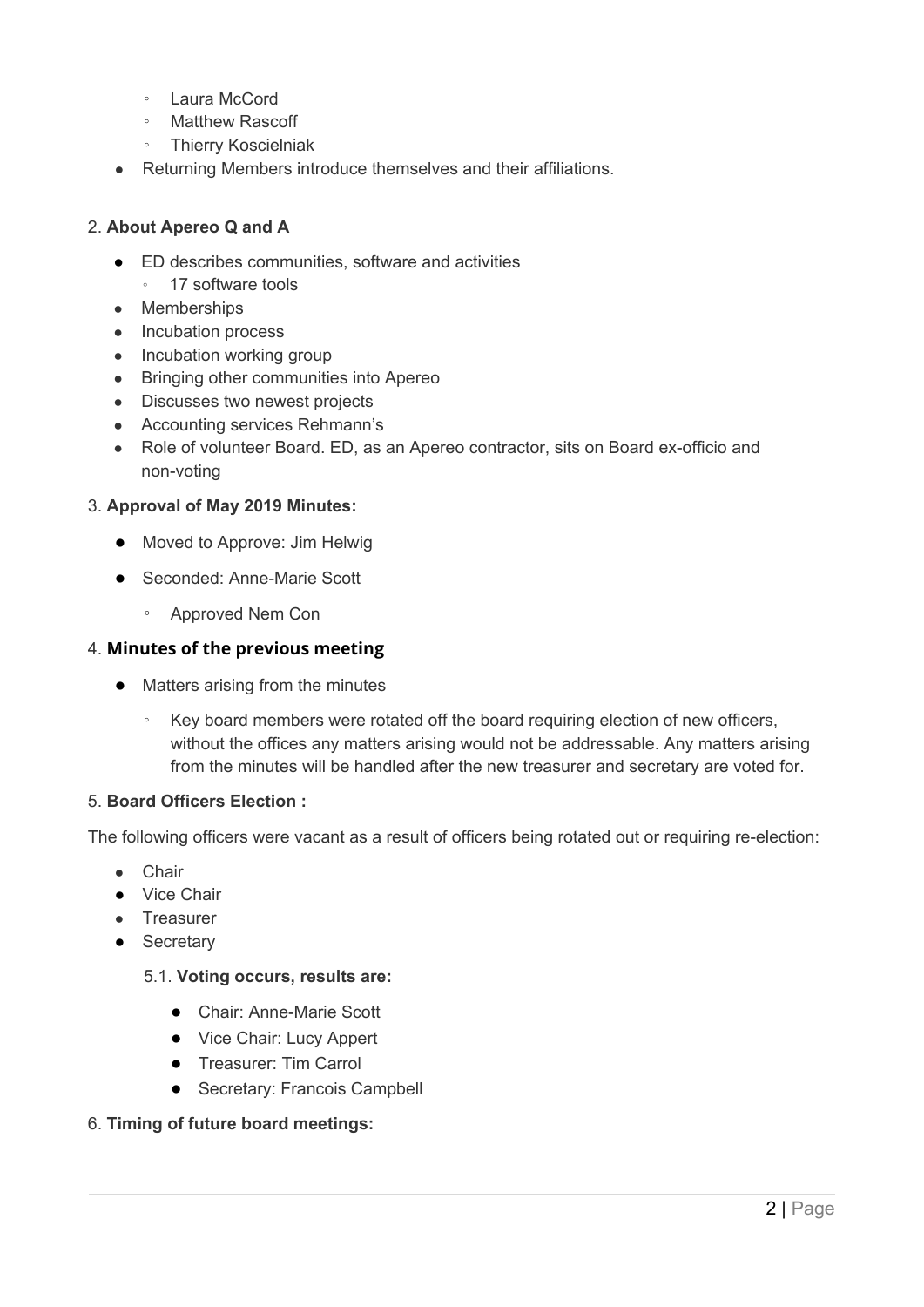- Laura McCord
    - Matthew Rascoff
    - Thierry Koscielniak
- Returning Members introduce themselves and their affiliations.

2. **About Apereo Q and A**

- ED describes communities, software and activities
    - 17 software tools
- Memberships
- Incubation process
- Incubation working group
- Bringing other communities into Apereo
- Discusses two newest projects
- Accounting services Rehmann's
- Role of volunteer Board. ED, as an Apereo contractor, sits on Board ex-officio and non-voting

3. **Approval of May 2019 Minutes:**

- Moved to Approve: Jim Helwig
- Seconded: Anne-Marie Scott
    - Approved Nem Con

4. **Minutes of the previous meeting**

- Matters arising from the minutes
    - Key board members were rotated off the board requiring election of new officers, without the offices any matters arising would not be addressable. Any matters arising from the minutes will be handled after the new treasurer and secretary are voted for.

5. **Board Officers Election :**

The following officers were vacant as a result of officers being rotated out or requiring re-election:

- Chair
- Vice Chair
- Treasurer
- Secretary

5.1. **Voting occurs, results are:**

- Chair: Anne-Marie Scott
- Vice Chair: Lucy Appert
- Treasurer: Tim Carrol
- Secretary: Francois Campbell

6. **Timing of future board meetings:**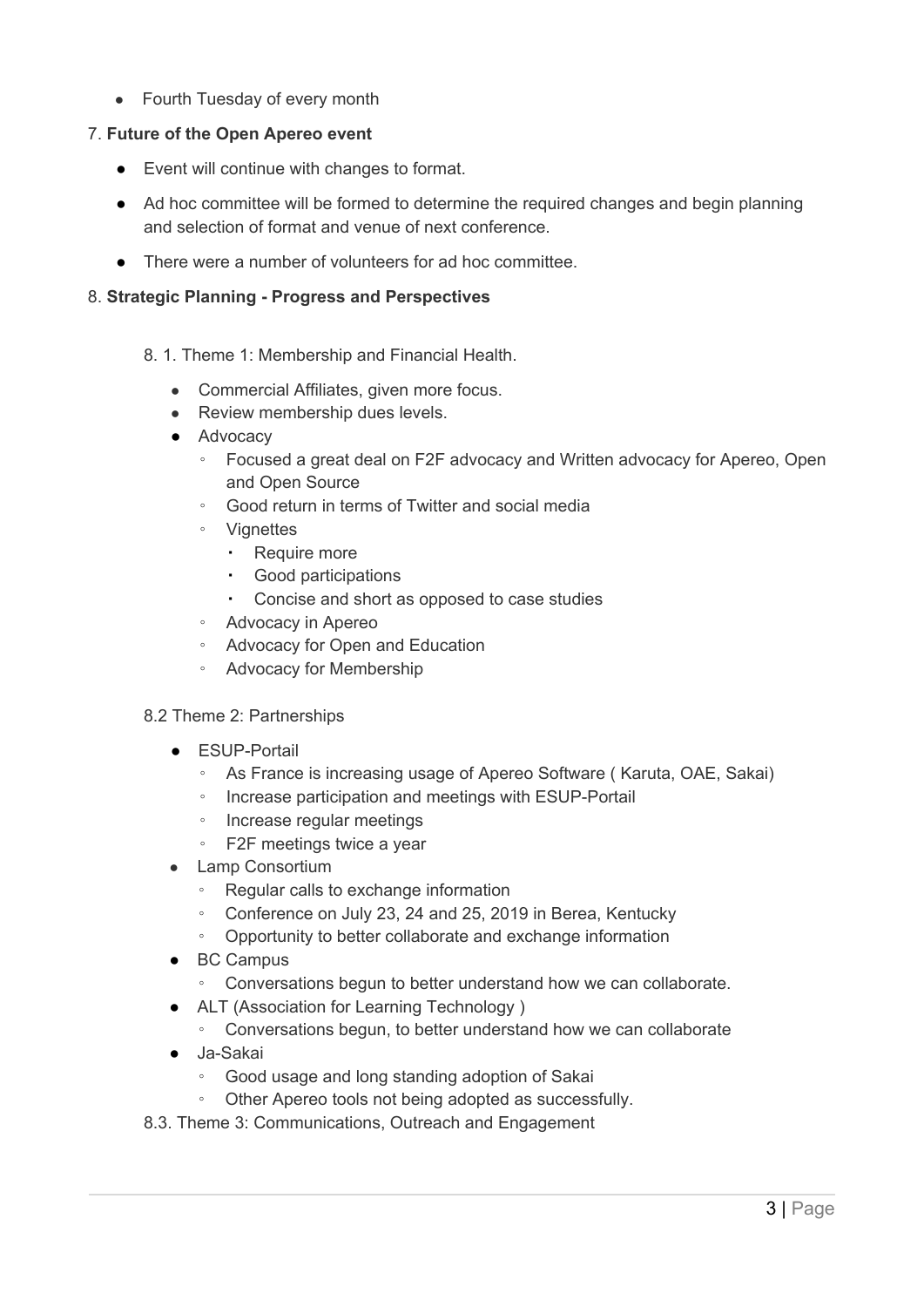- Fourth Tuesday of every month

7. **Future of the Open Apereo event**

- Event will continue with changes to format.
- Ad hoc committee will be formed to determine the required changes and begin planning and selection of format and venue of next conference.
- There were a number of volunteers for ad hoc committee.

8. **Strategic Planning - Progress and Perspectives**

8. 1. Theme 1: Membership and Financial Health.

- Commercial Affiliates, given more focus.
- Review membership dues levels.
- Advocacy
  - Focused a great deal on F2F advocacy and Written advocacy for Apereo, Open and Open Source
  - Good return in terms of Twitter and social media
  - Vignettes
    - Require more
    - Good participations
    - Concise and short as opposed to case studies
  - Advocacy in Apereo
  - Advocacy for Open and Education
  - Advocacy for Membership

8.2 Theme 2: Partnerships

- ESUP-Portail
  - As France is increasing usage of Apereo Software ( Karuta, OAE, Sakai)
  - Increase participation and meetings with ESUP-Portail
  - Increase regular meetings
  - F2F meetings twice a year
- Lamp Consortium
  - Regular calls to exchange information
  - Conference on July 23, 24 and 25, 2019 in Berea, Kentucky
  - Opportunity to better collaborate and exchange information
- BC Campus
  - Conversations begun to better understand how we can collaborate.
- ALT (Association for Learning Technology )
  - Conversations begun, to better understand how we can collaborate
- Ja-Sakai
  - Good usage and long standing adoption of Sakai
  - Other Apereo tools not being adopted as successfully.

8.3. Theme 3: Communications, Outreach and Engagement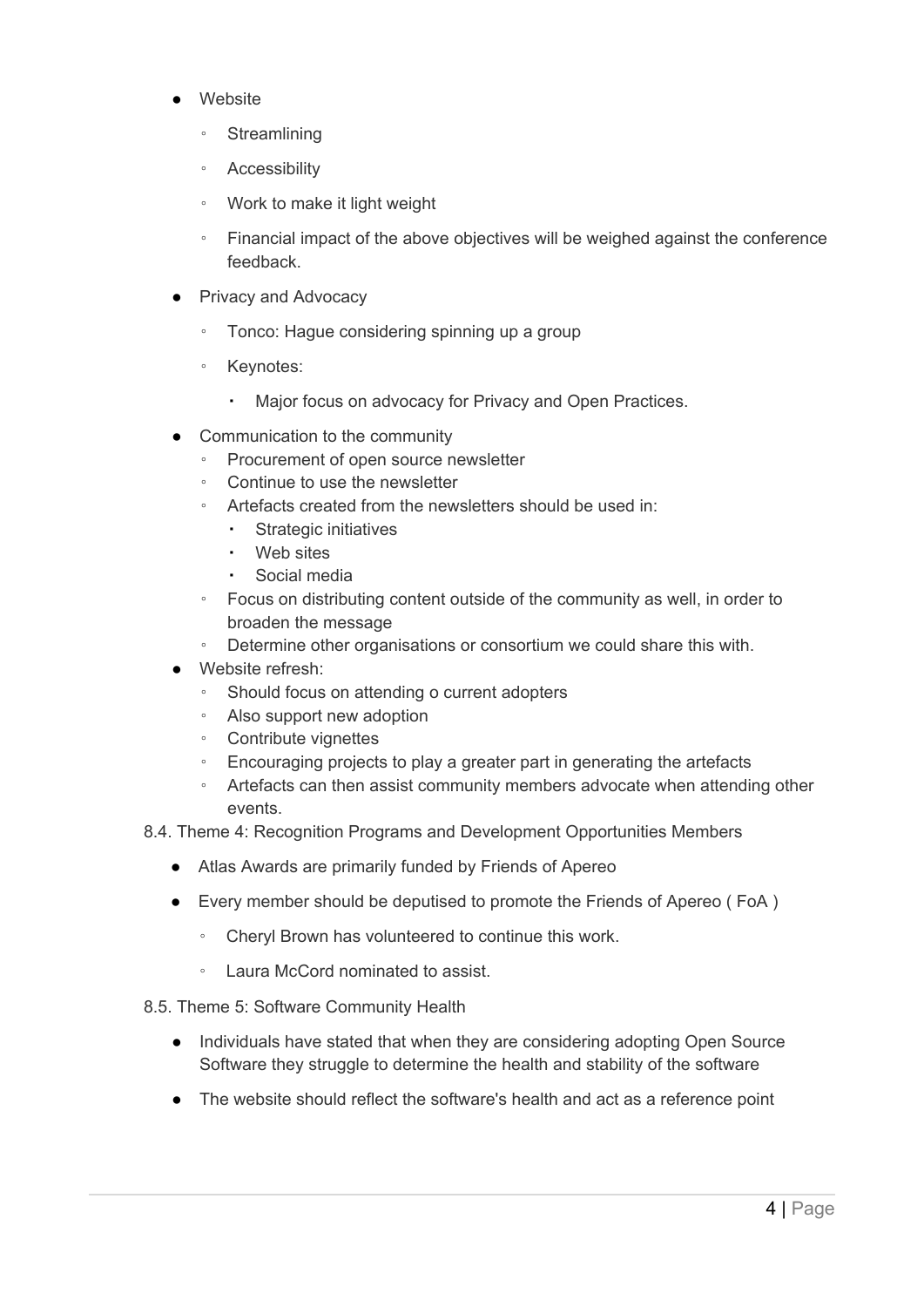- Website
    - Streamlining
    - Accessibility
    - Work to make it light weight
    - Financial impact of the above objectives will be weighed against the conference feedback.
- Privacy and Advocacy
    - Tonco: Hague considering spinning up a group
    - Keynotes:
        - Major focus on advocacy for Privacy and Open Practices.
- Communication to the community
    - Procurement of open source newsletter
    - Continue to use the newsletter
    - Artefacts created from the newsletters should be used in:
        - Strategic initiatives
        - Web sites
        - Social media
    - Focus on distributing content outside of the community as well, in order to broaden the message
    - Determine other organisations or consortium we could share this with.
- Website refresh:
    - Should focus on attending o current adopters
    - Also support new adoption
    - Contribute vignettes
    - Encouraging projects to play a greater part in generating the artefacts
    - Artefacts can then assist community members advocate when attending other events.

8.4. Theme 4: Recognition Programs and Development Opportunities Members

- Atlas Awards are primarily funded by Friends of Apereo
- Every member should be deputised to promote the Friends of Apereo ( FoA )
    - Cheryl Brown has volunteered to continue this work.
    - Laura McCord nominated to assist.

8.5. Theme 5: Software Community Health

- Individuals have stated that when they are considering adopting Open Source Software they struggle to determine the health and stability of the software
- The website should reflect the software's health and act as a reference point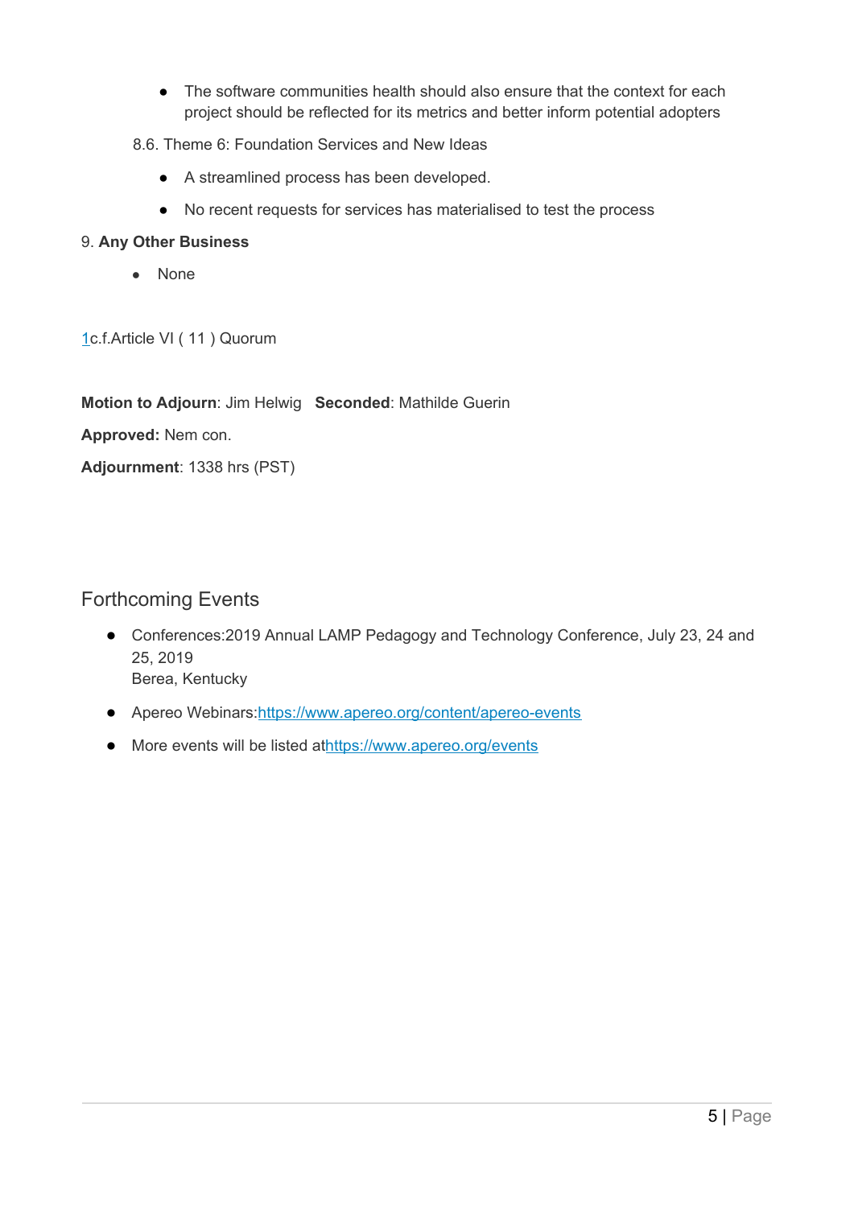- The software communities health should also ensure that the context for each project should be reflected for its metrics and better inform potential adopters

8.6. Theme 6: Foundation Services and New Ideas

- A streamlined process has been developed.
- No recent requests for services has materialised to test the process

9. **Any Other Business**

- None

[1]c.f.Article VI ( 11 ) Quorum

**Motion to Adjourn**: Jim Helwig **Seconded**: Mathilde Guerin

**Approved:** Nem con.

**Adjournment**: 1338 hrs (PST)

## Forthcoming Events

- Conferences:2019 Annual LAMP Pedagogy and Technology Conference, July 23, 24 and 25, 2019
  Berea, Kentucky
- Apereo Webinars:https://www.apereo.org/content/apereo-events
- More events will be listed athttps://www.apereo.org/events